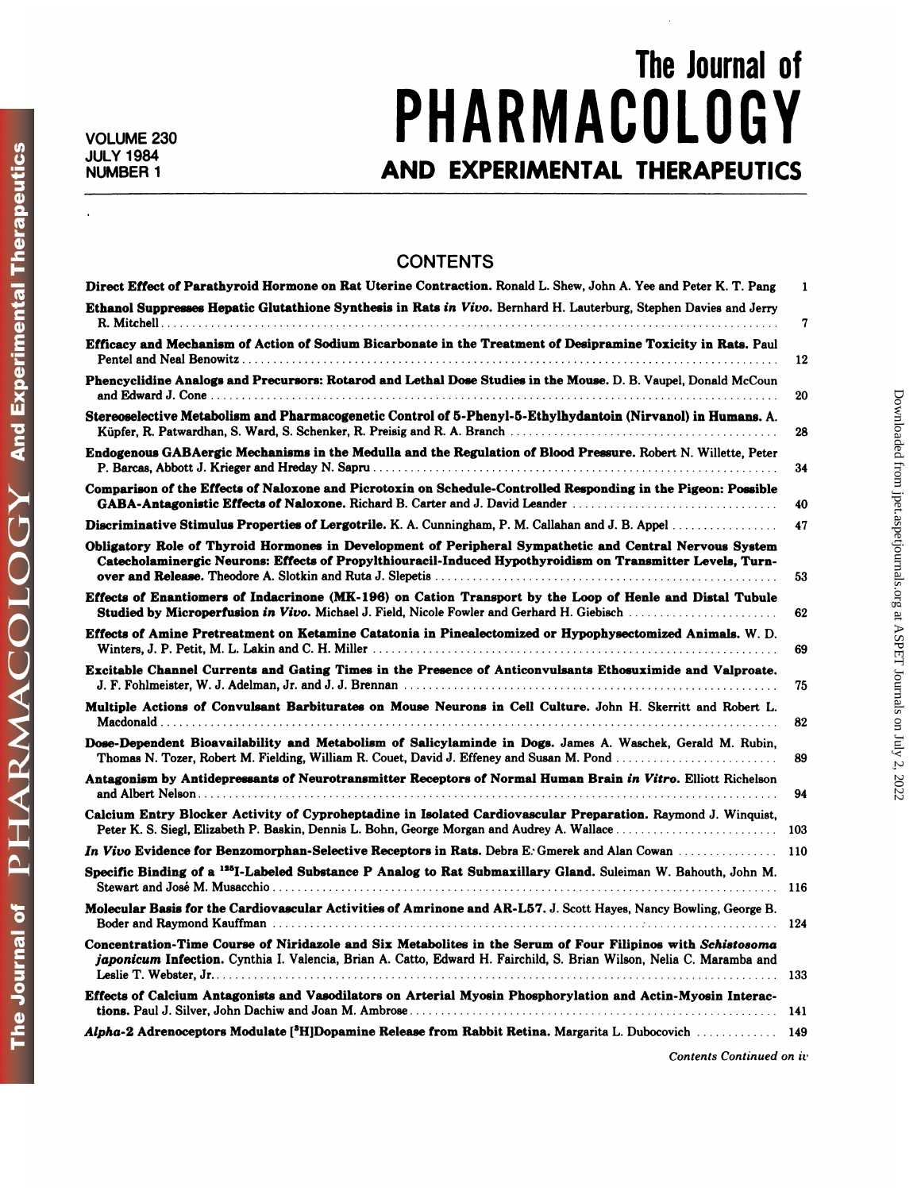# The Journal of PHARMACOLOGY AND EXPERIMENTAL THERAPEUTICS

VOLUME 230
JULY 1984
NUMBER 1

## CONTENTS

**Direct Effect of Parathyroid Hormone on Rat Uterine Contraction.** Ronald L. Shew, John A. Yee and Peter K. T. Pang .... 1

**Ethanol Suppresses Hepatic Glutathione Synthesis in Rats *in Vivo*.** Bernhard H. Lauterburg, Stephen Davies and Jerry R. Mitchell .... 7

**Efficacy and Mechanism of Action of Sodium Bicarbonate in the Treatment of Desipramine Toxicity in Rats.** Paul Pentel and Neal Benowitz .... 12

**Phencyclidine Analogs and Precursors: Rotarod and Lethal Dose Studies in the Mouse.** D. B. Vaupel, Donald McCoun and Edward J. Cone .... 20

**Stereoselective Metabolism and Pharmacogenetic Control of 5-Phenyl-5-Ethylhydantoin (Nirvanol) in Humans.** A. Küpfer, R. Patwardhan, S. Ward, S. Schenker, R. Preisig and R. A. Branch .... 28

**Endogenous GABAergic Mechanisms in the Medulla and the Regulation of Blood Pressure.** Robert N. Willette, Peter P. Barcas, Abbott J. Krieger and Hreday N. Sapru .... 34

**Comparison of the Effects of Naloxone and Picrotoxin on Schedule-Controlled Responding in the Pigeon: Possible GABA-Antagonistic Effects of Naloxone.** Richard B. Carter and J. David Leander .... 40

**Discriminative Stimulus Properties of Lergotrile.** K. A. Cunningham, P. M. Callahan and J. B. Appel .... 47

**Obligatory Role of Thyroid Hormones in Development of Peripheral Sympathetic and Central Nervous System Catecholaminergic Neurons: Effects of Propylthiouracil-Induced Hypothyroidism on Transmitter Levels, Turnover and Release.** Theodore A. Slotkin and Ruta J. Slepetis .... 53

**Effects of Enantiomers of Indacrinone (MK-196) on Cation Transport by the Loop of Henle and Distal Tubule Studied by Microperfusion *in Vivo*.** Michael J. Field, Nicole Fowler and Gerhard H. Giebisch .... 62

**Effects of Amine Pretreatment on Ketamine Catatonia in Pinealectomized or Hypophysectomized Animals.** W. D. Winters, J. P. Petit, M. L. Lakin and C. H. Miller .... 69

**Excitable Channel Currents and Gating Times in the Presence of Anticonvulsants Ethosuximide and Valproate.** J. F. Fohlmeister, W. J. Adelman, Jr. and J. J. Brennan .... 75

**Multiple Actions of Convulsant Barbiturates on Mouse Neurons in Cell Culture.** John H. Skerritt and Robert L. Macdonald .... 82

**Dose-Dependent Bioavailability and Metabolism of Salicylaminde in Dogs.** James A. Waschek, Gerald M. Rubin, Thomas N. Tozer, Robert M. Fielding, William R. Couet, David J. Effeney and Susan M. Pond .... 89

**Antagonism by Antidepressants of Neurotransmitter Receptors of Normal Human Brain *in Vitro*.** Elliott Richelson and Albert Nelson .... 94

**Calcium Entry Blocker Activity of Cyproheptadine in Isolated Cardiovascular Preparation.** Raymond J. Winquist, Peter K. S. Siegl, Elizabeth P. Baskin, Dennis L. Bohn, George Morgan and Audrey A. Wallace .... 103

***In Vivo* Evidence for Benzomorphan-Selective Receptors in Rats.** Debra E. Gmerek and Alan Cowan .... 110

**Specific Binding of a $^{125}$I-Labeled Substance P Analog to Rat Submaxillary Gland.** Suleiman W. Bahouth, John M. Stewart and José M. Musacchio .... 116

**Molecular Basis for the Cardiovascular Activities of Amrinone and AR-L57.** J. Scott Hayes, Nancy Bowling, George B. Boder and Raymond Kauffman .... 124

**Concentration-Time Course of Niridazole and Six Metabolites in the Serum of Four Filipinos with *Schistosoma japonicum* Infection.** Cynthia I. Valencia, Brian A. Catto, Edward H. Fairchild, S. Brian Wilson, Nelia C. Maramba and Leslie T. Webster, Jr. .... 133

**Effects of Calcium Antagonists and Vasodilators on Arterial Myosin Phosphorylation and Actin-Myosin Interactions.** Paul J. Silver, John Dachiw and Joan M. Ambrose .... 141

***Alpha*-2 Adrenoceptors Modulate [$^{3}$H]Dopamine Release from Rabbit Retina.** Margarita L. Dubocovich .... 149

*Contents Continued on iv*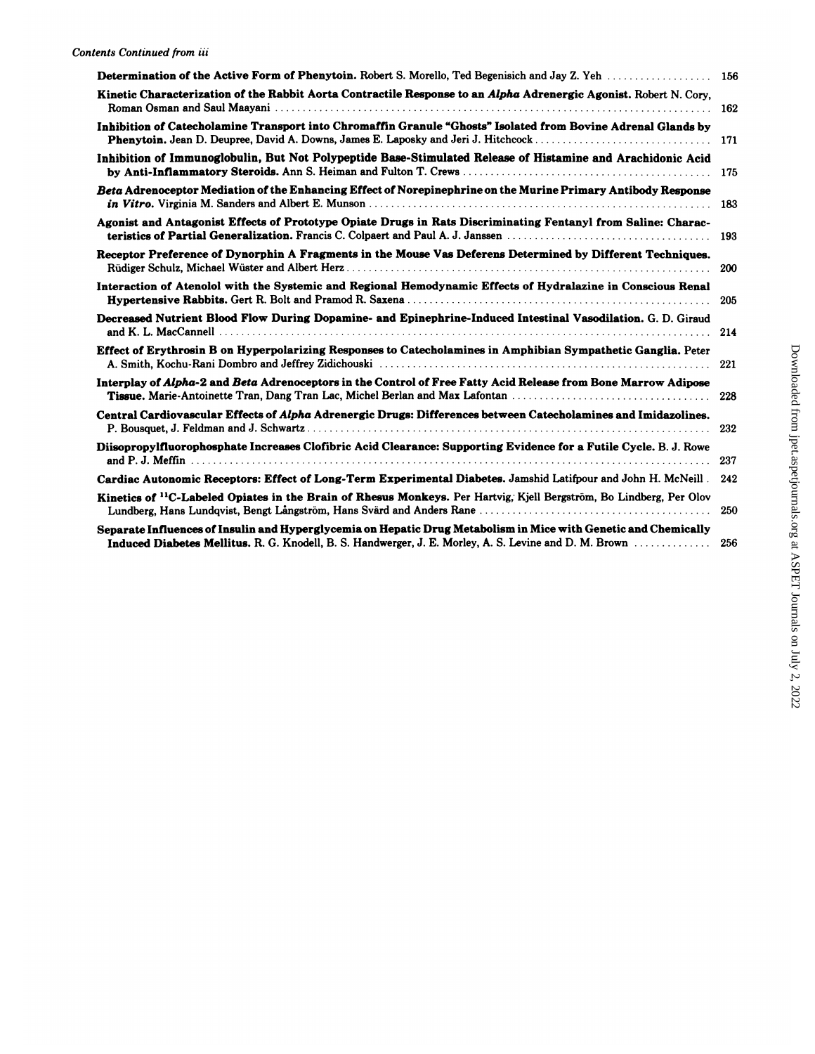*Contents Continued from iii*

**Determination of the Active Form of Phenytoin.** Robert S. Morello, Ted Begenisich and Jay Z. Yeh .................... 156

**Kinetic Characterization of the Rabbit Aorta Contractile Response to an *Alpha* Adrenergic Agonist.** Robert N. Cory, Roman Osman and Saul Maayani .................... 162

**Inhibition of Catecholamine Transport into Chromaffin Granule "Ghosts" Isolated from Bovine Adrenal Glands by Phenytoin.** Jean D. Deupree, David A. Downs, James E. Laposky and Jeri J. Hitchcock .................... 171

**Inhibition of Immunoglobulin, But Not Polypeptide Base-Stimulated Release of Histamine and Arachidonic Acid by Anti-Inflammatory Steroids.** Ann S. Heiman and Fulton T. Crews .................... 175

***Beta* Adrenoceptor Mediation of the Enhancing Effect of Norepinephrine on the Murine Primary Antibody Response *in Vitro*.** Virginia M. Sanders and Albert E. Munson .................... 183

**Agonist and Antagonist Effects of Prototype Opiate Drugs in Rats Discriminating Fentanyl from Saline: Characteristics of Partial Generalization.** Francis C. Colpaert and Paul A. J. Janssen .................... 193

**Receptor Preference of Dynorphin A Fragments in the Mouse Vas Deferens Determined by Different Techniques.** Rüdiger Schulz, Michael Wüster and Albert Herz .................... 200

**Interaction of Atenolol with the Systemic and Regional Hemodynamic Effects of Hydralazine in Conscious Renal Hypertensive Rabbits.** Gert R. Bolt and Pramod R. Saxena .................... 205

**Decreased Nutrient Blood Flow During Dopamine- and Epinephrine-Induced Intestinal Vasodilation.** G. D. Giraud and K. L. MacCannell .................... 214

**Effect of Erythrosin B on Hyperpolarizing Responses to Catecholamines in Amphibian Sympathetic Ganglia.** Peter A. Smith, Kochu-Rani Dombro and Jeffrey Zidichouski .................... 221

**Interplay of *Alpha*-2 and *Beta* Adrenoceptors in the Control of Free Fatty Acid Release from Bone Marrow Adipose Tissue.** Marie-Antoinette Tran, Dang Tran Lac, Michel Berlan and Max Lafontan .................... 228

**Central Cardiovascular Effects of *Alpha* Adrenergic Drugs: Differences between Catecholamines and Imidazolines.** P. Bousquet, J. Feldman and J. Schwartz .................... 232

**Diisopropylfluorophosphate Increases Clofibric Acid Clearance: Supporting Evidence for a Futile Cycle.** B. J. Rowe and P. J. Meffin .................... 237

**Cardiac Autonomic Receptors: Effect of Long-Term Experimental Diabetes.** Jamshid Latifpour and John H. McNeill . 242

**Kinetics of $^{11}$C-Labeled Opiates in the Brain of Rhesus Monkeys.** Per Hartvig, Kjell Bergström, Bo Lindberg, Per Olov Lundberg, Hans Lundqvist, Bengt Långström, Hans Svärd and Anders Rane .................... 250

**Separate Influences of Insulin and Hyperglycemia on Hepatic Drug Metabolism in Mice with Genetic and Chemically Induced Diabetes Mellitus.** R. G. Knodell, B. S. Handwerger, J. E. Morley, A. S. Levine and D. M. Brown .................... 256